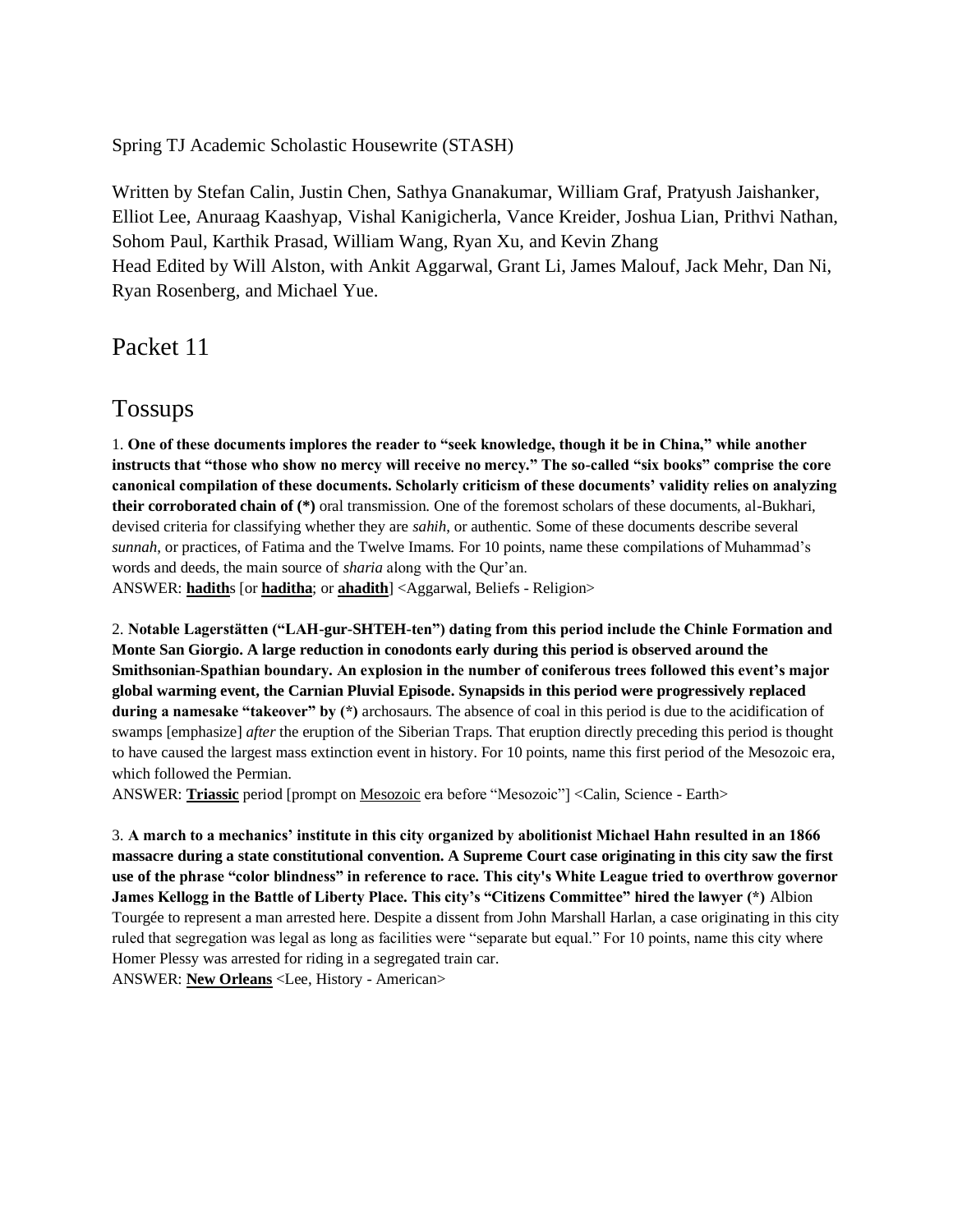Spring TJ Academic Scholastic Housewrite (STASH)

Written by Stefan Calin, Justin Chen, Sathya Gnanakumar, William Graf, Pratyush Jaishanker, Elliot Lee, Anuraag Kaashyap, Vishal Kanigicherla, Vance Kreider, Joshua Lian, Prithvi Nathan, Sohom Paul, Karthik Prasad, William Wang, Ryan Xu, and Kevin Zhang
Head Edited by Will Alston, with Ankit Aggarwal, Grant Li, James Malouf, Jack Mehr, Dan Ni, Ryan Rosenberg, and Michael Yue.

# Packet 11

## Tossups

1. **One of these documents implores the reader to "seek knowledge, though it be in China," while another instructs that "those who show no mercy will receive no mercy." The so-called "six books" comprise the core canonical compilation of these documents. Scholarly criticism of these documents' validity relies on analyzing their corroborated chain of (*)** oral transmission. One of the foremost scholars of these documents, al-Bukhari, devised criteria for classifying whether they are *sahih*, or authentic. Some of these documents describe several *sunnah*, or practices, of Fatima and the Twelve Imams. For 10 points, name these compilations of Muhammad's words and deeds, the main source of *sharia* along with the Qur'an.
ANSWER: **hadith**s [or **haditha**; or **ahadith**] <Aggarwal, Beliefs - Religion>

2. **Notable Lagerstätten ("LAH-gur-SHTEH-ten") dating from this period include the Chinle Formation and Monte San Giorgio. A large reduction in conodonts early during this period is observed around the Smithsonian-Spathian boundary. An explosion in the number of coniferous trees followed this event's major global warming event, the Carnian Pluvial Episode. Synapsids in this period were progressively replaced during a namesake "takeover" by (*)** archosaurs. The absence of coal in this period is due to the acidification of swamps [emphasize] *after* the eruption of the Siberian Traps. That eruption directly preceding this period is thought to have caused the largest mass extinction event in history. For 10 points, name this first period of the Mesozoic era, which followed the Permian.
ANSWER: **Triassic** period [prompt on Mesozoic era before "Mesozoic"] <Calin, Science - Earth>

3. **A march to a mechanics' institute in this city organized by abolitionist Michael Hahn resulted in an 1866 massacre during a state constitutional convention. A Supreme Court case originating in this city saw the first use of the phrase "color blindness" in reference to race. This city's White League tried to overthrow governor James Kellogg in the Battle of Liberty Place. This city's "Citizens Committee" hired the lawyer (*)** Albion Tourgée to represent a man arrested here. Despite a dissent from John Marshall Harlan, a case originating in this city ruled that segregation was legal as long as facilities were "separate but equal." For 10 points, name this city where Homer Plessy was arrested for riding in a segregated train car.
ANSWER: **New Orleans** <Lee, History - American>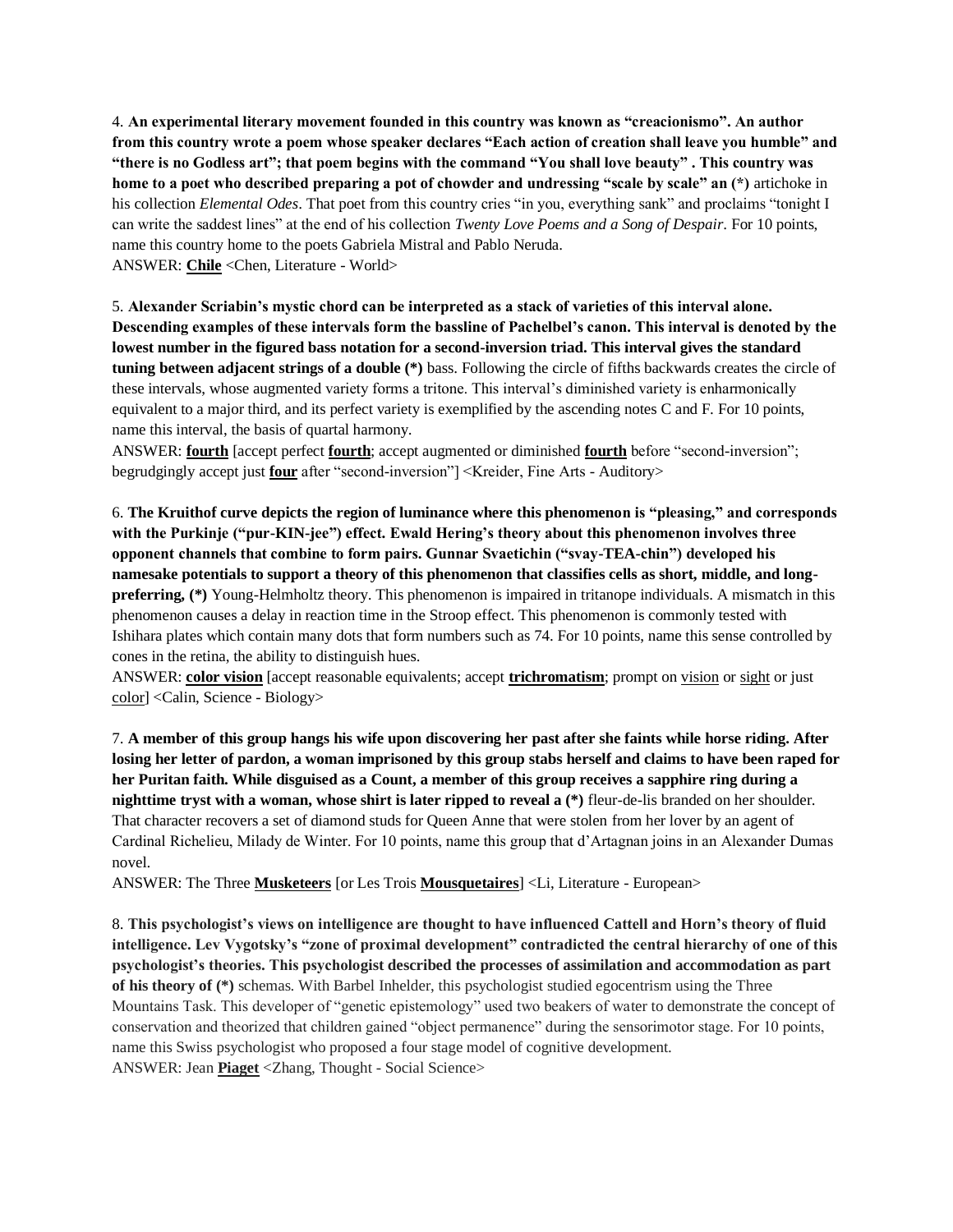4. **An experimental literary movement founded in this country was known as "creacionismo". An author from this country wrote a poem whose speaker declares "Each action of creation shall leave you humble" and "there is no Godless art"; that poem begins with the command "You shall love beauty" . This country was home to a poet who described preparing a pot of chowder and undressing "scale by scale" an (*)** artichoke in his collection *Elemental Odes*. That poet from this country cries "in you, everything sank" and proclaims "tonight I can write the saddest lines" at the end of his collection *Twenty Love Poems and a Song of Despair*. For 10 points, name this country home to the poets Gabriela Mistral and Pablo Neruda.
ANSWER: **Chile** <Chen, Literature - World>

5. **Alexander Scriabin's mystic chord can be interpreted as a stack of varieties of this interval alone. Descending examples of these intervals form the bassline of Pachelbel's canon. This interval is denoted by the lowest number in the figured bass notation for a second-inversion triad. This interval gives the standard tuning between adjacent strings of a double (*)** bass. Following the circle of fifths backwards creates the circle of these intervals, whose augmented variety forms a tritone. This interval's diminished variety is enharmonically equivalent to a major third, and its perfect variety is exemplified by the ascending notes C and F. For 10 points, name this interval, the basis of quartal harmony.
ANSWER: **fourth** [accept perfect **fourth**; accept augmented or diminished **fourth** before "second-inversion"; begrudgingly accept just **four** after "second-inversion"] <Kreider, Fine Arts - Auditory>

6. **The Kruithof curve depicts the region of luminance where this phenomenon is "pleasing," and corresponds with the Purkinje ("pur-KIN-jee") effect. Ewald Hering's theory about this phenomenon involves three opponent channels that combine to form pairs. Gunnar Svaetichin ("svay-TEA-chin") developed his namesake potentials to support a theory of this phenomenon that classifies cells as short, middle, and long-preferring, (*)** Young-Helmholtz theory. This phenomenon is impaired in tritanope individuals. A mismatch in this phenomenon causes a delay in reaction time in the Stroop effect. This phenomenon is commonly tested with Ishihara plates which contain many dots that form numbers such as 74. For 10 points, name this sense controlled by cones in the retina, the ability to distinguish hues.
ANSWER: **color vision** [accept reasonable equivalents; accept **trichromatism**; prompt on vision or sight or just color] <Calin, Science - Biology>

7. **A member of this group hangs his wife upon discovering her past after she faints while horse riding. After losing her letter of pardon, a woman imprisoned by this group stabs herself and claims to have been raped for her Puritan faith. While disguised as a Count, a member of this group receives a sapphire ring during a nighttime tryst with a woman, whose shirt is later ripped to reveal a (*)** fleur-de-lis branded on her shoulder. That character recovers a set of diamond studs for Queen Anne that were stolen from her lover by an agent of Cardinal Richelieu, Milady de Winter. For 10 points, name this group that d'Artagnan joins in an Alexander Dumas novel.
ANSWER: The Three **Musketeers** [or Les Trois **Mousquetaires**] <Li, Literature - European>

8. **This psychologist's views on intelligence are thought to have influenced Cattell and Horn's theory of fluid intelligence. Lev Vygotsky's "zone of proximal development" contradicted the central hierarchy of one of this psychologist's theories. This psychologist described the processes of assimilation and accommodation as part of his theory of (*)** schemas. With Barbel Inhelder, this psychologist studied egocentrism using the Three Mountains Task. This developer of "genetic epistemology" used two beakers of water to demonstrate the concept of conservation and theorized that children gained "object permanence" during the sensorimotor stage. For 10 points, name this Swiss psychologist who proposed a four stage model of cognitive development.
ANSWER: Jean **Piaget** <Zhang, Thought - Social Science>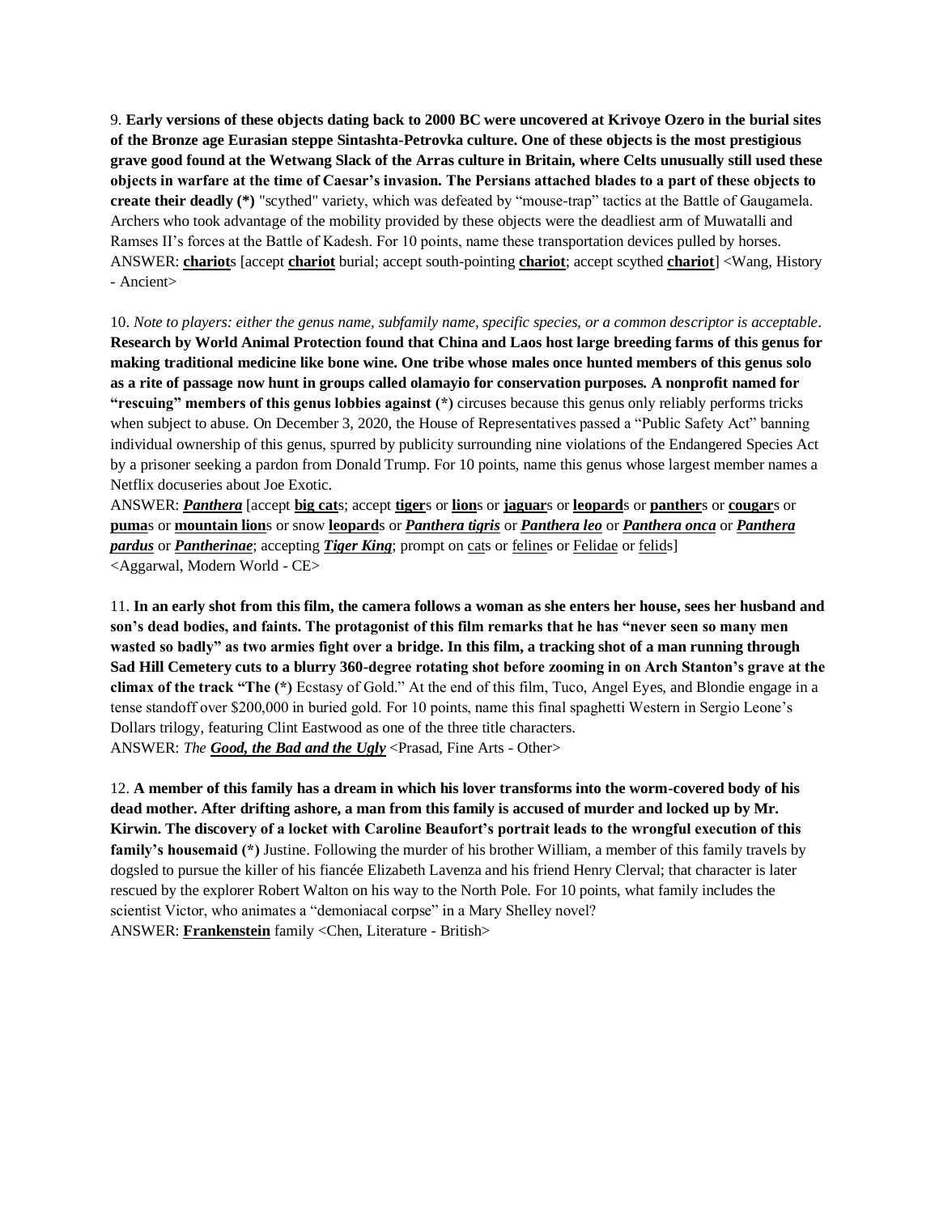9. **Early versions of these objects dating back to 2000 BC were uncovered at Krivoye Ozero in the burial sites of the Bronze age Eurasian steppe Sintashta-Petrovka culture. One of these objects is the most prestigious grave good found at the Wetwang Slack of the Arras culture in Britain, where Celts unusually still used these objects in warfare at the time of Caesar's invasion. The Persians attached blades to a part of these objects to create their deadly (*)** "scythed" variety, which was defeated by "mouse-trap" tactics at the Battle of Gaugamela. Archers who took advantage of the mobility provided by these objects were the deadliest arm of Muwatalli and Ramses II's forces at the Battle of Kadesh. For 10 points, name these transportation devices pulled by horses.
ANSWER: **chariot**s [accept **chariot** burial; accept south-pointing **chariot**; accept scythed **chariot**] <Wang, History - Ancient>

10. *Note to players: either the genus name, subfamily name, specific species, or a common descriptor is acceptable*. **Research by World Animal Protection found that China and Laos host large breeding farms of this genus for making traditional medicine like bone wine. One tribe whose males once hunted members of this genus solo as a rite of passage now hunt in groups called olamayio for conservation purposes. A nonprofit named for "rescuing" members of this genus lobbies against (*)** circuses because this genus only reliably performs tricks when subject to abuse. On December 3, 2020, the House of Representatives passed a "Public Safety Act" banning individual ownership of this genus, spurred by publicity surrounding nine violations of the Endangered Species Act by a prisoner seeking a pardon from Donald Trump. For 10 points, name this genus whose largest member names a Netflix docuseries about Joe Exotic.
ANSWER: ***Panthera*** [accept **big cat**s; accept **tiger**s or **lion**s or **jaguar**s or **leopard**s or **panther**s or **cougar**s or **puma**s or **mountain lion**s or snow **leopard**s or ***Panthera tigris*** or ***Panthera leo*** or ***Panthera onca*** or ***Panthera pardus*** or ***Pantherinae***; accepting ***Tiger King***; prompt on cats or felines or Felidae or felids]
<Aggarwal, Modern World - CE>

11. **In an early shot from this film, the camera follows a woman as she enters her house, sees her husband and son's dead bodies, and faints. The protagonist of this film remarks that he has "never seen so many men wasted so badly" as two armies fight over a bridge. In this film, a tracking shot of a man running through Sad Hill Cemetery cuts to a blurry 360-degree rotating shot before zooming in on Arch Stanton's grave at the climax of the track "The (*)** Ecstasy of Gold." At the end of this film, Tuco, Angel Eyes, and Blondie engage in a tense standoff over $200,000 in buried gold. For 10 points, name this final spaghetti Western in Sergio Leone's Dollars trilogy, featuring Clint Eastwood as one of the three title characters.
ANSWER: *The* ***Good, the Bad and the Ugly*** <Prasad, Fine Arts - Other>

12. **A member of this family has a dream in which his lover transforms into the worm-covered body of his dead mother. After drifting ashore, a man from this family is accused of murder and locked up by Mr. Kirwin. The discovery of a locket with Caroline Beaufort's portrait leads to the wrongful execution of this family's housemaid (*)** Justine. Following the murder of his brother William, a member of this family travels by dogsled to pursue the killer of his fiancée Elizabeth Lavenza and his friend Henry Clerval; that character is later rescued by the explorer Robert Walton on his way to the North Pole. For 10 points, what family includes the scientist Victor, who animates a "demoniacal corpse" in a Mary Shelley novel?
ANSWER: **Frankenstein** family <Chen, Literature - British>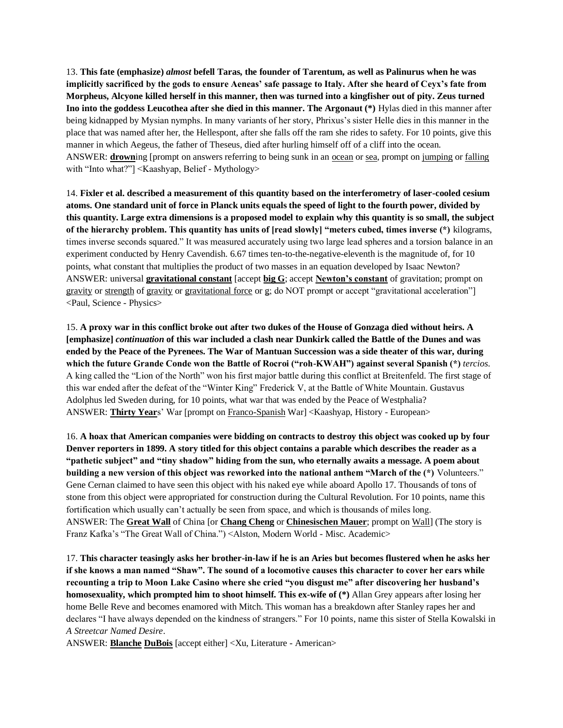13. **This fate (emphasize) *almost* befell Taras, the founder of Tarentum, as well as Palinurus when he was implicitly sacrificed by the gods to ensure Aeneas' safe passage to Italy. After she heard of Ceyx's fate from Morpheus, Alcyone killed herself in this manner, then was turned into a kingfisher out of pity. Zeus turned Ino into the goddess Leucothea after she died in this manner. The Argonaut (*)** Hylas died in this manner after being kidnapped by Mysian nymphs. In many variants of her story, Phrixus's sister Helle dies in this manner in the place that was named after her, the Hellespont, after she falls off the ram she rides to safety. For 10 points, give this manner in which Aegeus, the father of Theseus, died after hurling himself off of a cliff into the ocean.
ANSWER: **drown**ing [prompt on answers referring to being sunk in an ocean or sea, prompt on jumping or falling with "Into what?"] <Kaashyap, Belief - Mythology>

14. **Fixler et al. described a measurement of this quantity based on the interferometry of laser-cooled cesium atoms. One standard unit of force in Planck units equals the speed of light to the fourth power, divided by this quantity. Large extra dimensions is a proposed model to explain why this quantity is so small, the subject of the hierarchy problem. This quantity has units of [read slowly] "meters cubed, times inverse (*)** kilograms, times inverse seconds squared." It was measured accurately using two large lead spheres and a torsion balance in an experiment conducted by Henry Cavendish. 6.67 times ten-to-the-negative-eleventh is the magnitude of, for 10 points, what constant that multiplies the product of two masses in an equation developed by Isaac Newton?
ANSWER: universal **gravitational constant** [accept **big G**; accept **Newton's constant** of gravitation; prompt on gravity or strength of gravity or gravitational force or g; do NOT prompt or accept "gravitational acceleration"] <Paul, Science - Physics>

15. **A proxy war in this conflict broke out after two dukes of the House of Gonzaga died without heirs. A [emphasize] *continuation* of this war included a clash near Dunkirk called the Battle of the Dunes and was ended by the Peace of the Pyrenees. The War of Mantuan Succession was a side theater of this war, during which the future Grande Conde won the Battle of Rocroi ("roh-KWAH") against several Spanish (*)** *tercios*. A king called the "Lion of the North" won his first major battle during this conflict at Breitenfeld. The first stage of this war ended after the defeat of the "Winter King" Frederick V, at the Battle of White Mountain. Gustavus Adolphus led Sweden during, for 10 points, what war that was ended by the Peace of Westphalia?
ANSWER: **Thirty Year**s' War [prompt on Franco-Spanish War] <Kaashyap, History - European>

16. **A hoax that American companies were bidding on contracts to destroy this object was cooked up by four Denver reporters in 1899. A story titled for this object contains a parable which describes the reader as a "pathetic subject" and "tiny shadow" hiding from the sun, who eternally awaits a message. A poem about building a new version of this object was reworked into the national anthem "March of the (*)** Volunteers." Gene Cernan claimed to have seen this object with his naked eye while aboard Apollo 17. Thousands of tons of stone from this object were appropriated for construction during the Cultural Revolution. For 10 points, name this fortification which usually can't actually be seen from space, and which is thousands of miles long.
ANSWER: The **Great Wall** of China [or **Chang Cheng** or **Chinesischen Mauer**; prompt on Wall] (The story is Franz Kafka's "The Great Wall of China.") <Alston, Modern World - Misc. Academic>

17. **This character teasingly asks her brother-in-law if he is an Aries but becomes flustered when he asks her if she knows a man named "Shaw". The sound of a locomotive causes this character to cover her ears while recounting a trip to Moon Lake Casino where she cried "you disgust me" after discovering her husband's homosexuality, which prompted him to shoot himself. This ex-wife of (*)** Allan Grey appears after losing her home Belle Reve and becomes enamored with Mitch. This woman has a breakdown after Stanley rapes her and declares "I have always depended on the kindness of strangers." For 10 points, name this sister of Stella Kowalski in *A Streetcar Named Desire*.
ANSWER: **Blanche DuBois** [accept either] <Xu, Literature - American>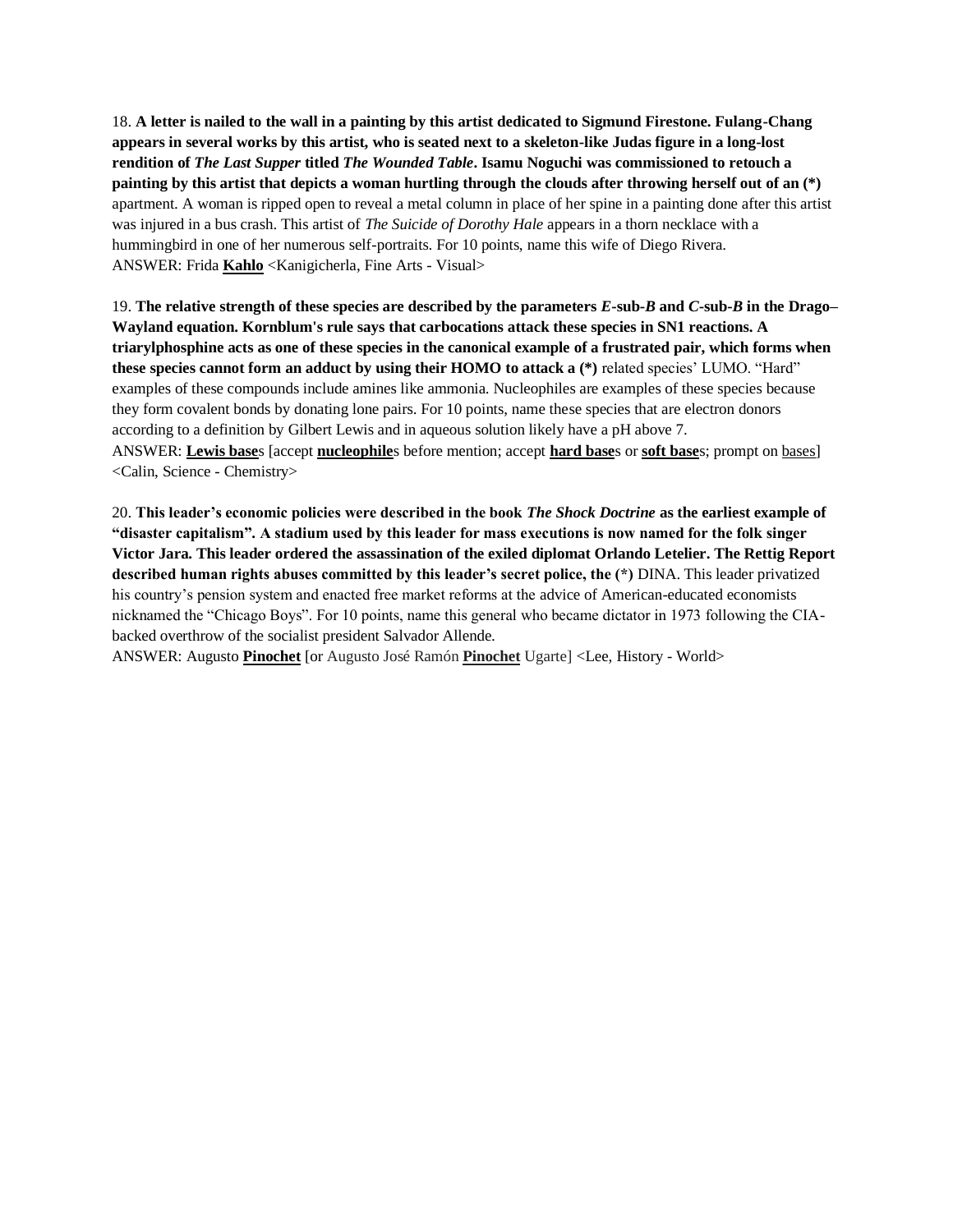18. **A letter is nailed to the wall in a painting by this artist dedicated to Sigmund Firestone. Fulang-Chang appears in several works by this artist, who is seated next to a skeleton-like Judas figure in a long-lost rendition of *The Last Supper* titled *The Wounded Table*. Isamu Noguchi was commissioned to retouch a painting by this artist that depicts a woman hurtling through the clouds after throwing herself out of an (*)** apartment. A woman is ripped open to reveal a metal column in place of her spine in a painting done after this artist was injured in a bus crash. This artist of *The Suicide of Dorothy Hale* appears in a thorn necklace with a hummingbird in one of her numerous self-portraits. For 10 points, name this wife of Diego Rivera.
ANSWER: Frida **<u>Kahlo</u>** <Kanigicherla, Fine Arts - Visual>

19. **The relative strength of these species are described by the parameters $E$-sub-$B$ and $C$-sub-$B$ in the Drago–Wayland equation. Kornblum's rule says that carbocations attack these species in SN1 reactions. A triarylphosphine acts as one of these species in the canonical example of a frustrated pair, which forms when these species cannot form an adduct by using their HOMO to attack a (*)** related species' LUMO. "Hard" examples of these compounds include amines like ammonia. Nucleophiles are examples of these species because they form covalent bonds by donating lone pairs. For 10 points, name these species that are electron donors according to a definition by Gilbert Lewis and in aqueous solution likely have a pH above 7.
ANSWER: **<u>Lewis base</u>**s [accept **<u>nucleophile</u>**s before mention; accept **<u>hard base</u>**s or **<u>soft base</u>**s; prompt on <u>bases</u>] <Calin, Science - Chemistry>

20. **This leader's economic policies were described in the book *The Shock Doctrine* as the earliest example of "disaster capitalism". A stadium used by this leader for mass executions is now named for the folk singer Victor Jara. This leader ordered the assassination of the exiled diplomat Orlando Letelier. The Rettig Report described human rights abuses committed by this leader's secret police, the (*)** DINA. This leader privatized his country's pension system and enacted free market reforms at the advice of American-educated economists nicknamed the "Chicago Boys". For 10 points, name this general who became dictator in 1973 following the CIA-backed overthrow of the socialist president Salvador Allende.
ANSWER: Augusto **<u>Pinochet</u>** [or Augusto José Ramón **<u>Pinochet</u>** Ugarte] <Lee, History - World>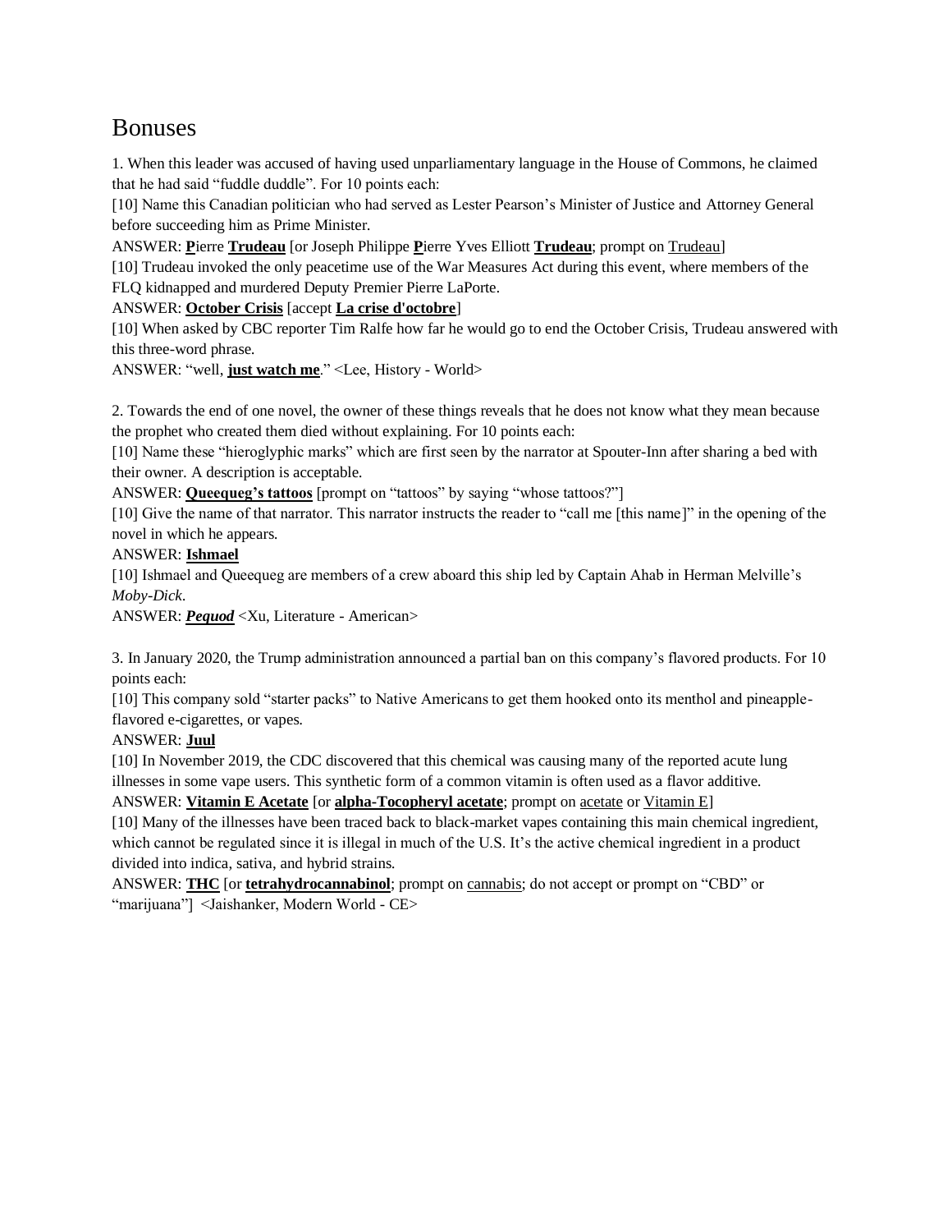# Bonuses

1. When this leader was accused of having used unparliamentary language in the House of Commons, he claimed that he had said "fuddle duddle". For 10 points each:

[10] Name this Canadian politician who had served as Lester Pearson's Minister of Justice and Attorney General before succeeding him as Prime Minister.

ANSWER: **P**ierre **Trudeau** [or Joseph Philippe **P**ierre Yves Elliott **Trudeau**; prompt on Trudeau]

[10] Trudeau invoked the only peacetime use of the War Measures Act during this event, where members of the FLQ kidnapped and murdered Deputy Premier Pierre LaPorte.

ANSWER: **October Crisis** [accept **La crise d'octobre**]

[10] When asked by CBC reporter Tim Ralfe how far he would go to end the October Crisis, Trudeau answered with this three-word phrase.

ANSWER: "well, **just watch me**." <Lee, History - World>

2. Towards the end of one novel, the owner of these things reveals that he does not know what they mean because the prophet who created them died without explaining. For 10 points each:

[10] Name these "hieroglyphic marks" which are first seen by the narrator at Spouter-Inn after sharing a bed with their owner. A description is acceptable.

ANSWER: **Queequeg's tattoos** [prompt on "tattoos" by saying "whose tattoos?"]

[10] Give the name of that narrator. This narrator instructs the reader to "call me [this name]" in the opening of the novel in which he appears.

ANSWER: **Ishmael**

[10] Ishmael and Queequeg are members of a crew aboard this ship led by Captain Ahab in Herman Melville's *Moby-Dick*.

ANSWER: ***Pequod*** <Xu, Literature - American>

3. In January 2020, the Trump administration announced a partial ban on this company's flavored products. For 10 points each:

[10] This company sold "starter packs" to Native Americans to get them hooked onto its menthol and pineapple-flavored e-cigarettes, or vapes.

ANSWER: **Juul**

[10] In November 2019, the CDC discovered that this chemical was causing many of the reported acute lung illnesses in some vape users. This synthetic form of a common vitamin is often used as a flavor additive.

ANSWER: **Vitamin E Acetate** [or **alpha-Tocopheryl acetate**; prompt on acetate or Vitamin E]

[10] Many of the illnesses have been traced back to black-market vapes containing this main chemical ingredient, which cannot be regulated since it is illegal in much of the U.S. It's the active chemical ingredient in a product divided into indica, sativa, and hybrid strains.

ANSWER: **THC** [or **tetrahydrocannabinol**; prompt on cannabis; do not accept or prompt on "CBD" or "marijuana"] <Jaishanker, Modern World - CE>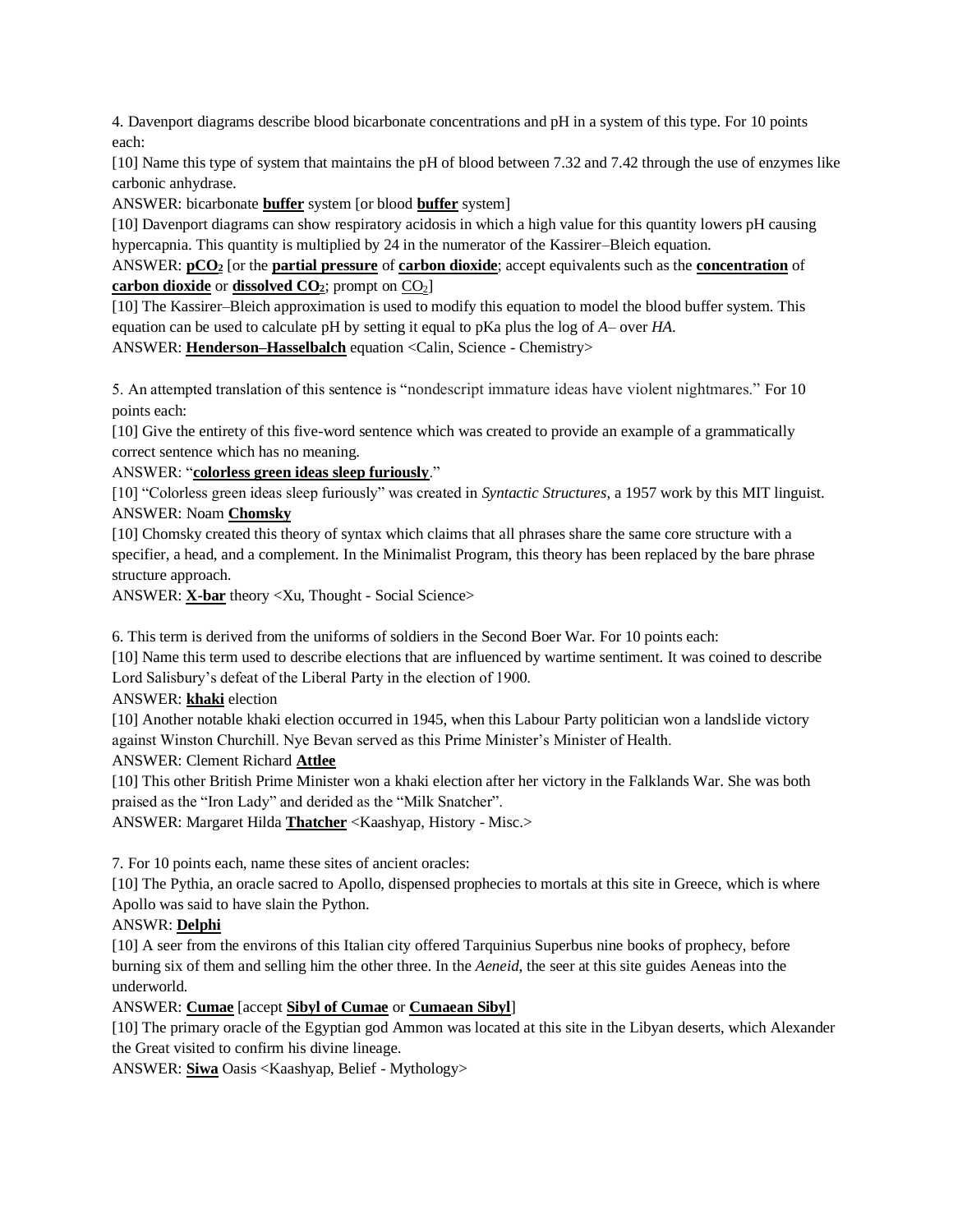4. Davenport diagrams describe blood bicarbonate concentrations and pH in a system of this type. For 10 points each:

[10] Name this type of system that maintains the pH of blood between 7.32 and 7.42 through the use of enzymes like carbonic anhydrase.

ANSWER: bicarbonate **buffer** system [or blood **buffer** system]

[10] Davenport diagrams can show respiratory acidosis in which a high value for this quantity lowers pH causing hypercapnia. This quantity is multiplied by 24 in the numerator of the Kassirer–Bleich equation.

ANSWER: **$pCO_2$** [or the **partial pressure** of **carbon dioxide**; accept equivalents such as the **concentration** of **carbon dioxide** or **dissolved $CO_2$**; prompt on $CO_2$]

[10] The Kassirer–Bleich approximation is used to modify this equation to model the blood buffer system. This equation can be used to calculate pH by setting it equal to pKa plus the log of *A*– over *HA*.

ANSWER: **Henderson–Hasselbalch** equation <Calin, Science - Chemistry>

5. An attempted translation of this sentence is "nondescript immature ideas have violent nightmares." For 10 points each:

[10] Give the entirety of this five-word sentence which was created to provide an example of a grammatically correct sentence which has no meaning.

ANSWER: "**colorless green ideas sleep furiously**."

[10] "Colorless green ideas sleep furiously" was created in *Syntactic Structures*, a 1957 work by this MIT linguist.

ANSWER: Noam **Chomsky**

[10] Chomsky created this theory of syntax which claims that all phrases share the same core structure with a specifier, a head, and a complement. In the Minimalist Program, this theory has been replaced by the bare phrase structure approach.

ANSWER: **X-bar** theory <Xu, Thought - Social Science>

6. This term is derived from the uniforms of soldiers in the Second Boer War. For 10 points each:

[10] Name this term used to describe elections that are influenced by wartime sentiment. It was coined to describe Lord Salisbury's defeat of the Liberal Party in the election of 1900.

ANSWER: **khaki** election

[10] Another notable khaki election occurred in 1945, when this Labour Party politician won a landslide victory against Winston Churchill. Nye Bevan served as this Prime Minister's Minister of Health.

ANSWER: Clement Richard **Attlee**

[10] This other British Prime Minister won a khaki election after her victory in the Falklands War. She was both praised as the "Iron Lady" and derided as the "Milk Snatcher".

ANSWER: Margaret Hilda **Thatcher** <Kaashyap, History - Misc.>

7. For 10 points each, name these sites of ancient oracles:

[10] The Pythia, an oracle sacred to Apollo, dispensed prophecies to mortals at this site in Greece, which is where Apollo was said to have slain the Python.

ANSWR: **Delphi**

[10] A seer from the environs of this Italian city offered Tarquinius Superbus nine books of prophecy, before burning six of them and selling him the other three. In the *Aeneid*, the seer at this site guides Aeneas into the underworld.

ANSWER: **Cumae** [accept **Sibyl of Cumae** or **Cumaean Sibyl**]

[10] The primary oracle of the Egyptian god Ammon was located at this site in the Libyan deserts, which Alexander the Great visited to confirm his divine lineage.

ANSWER: **Siwa** Oasis <Kaashyap, Belief - Mythology>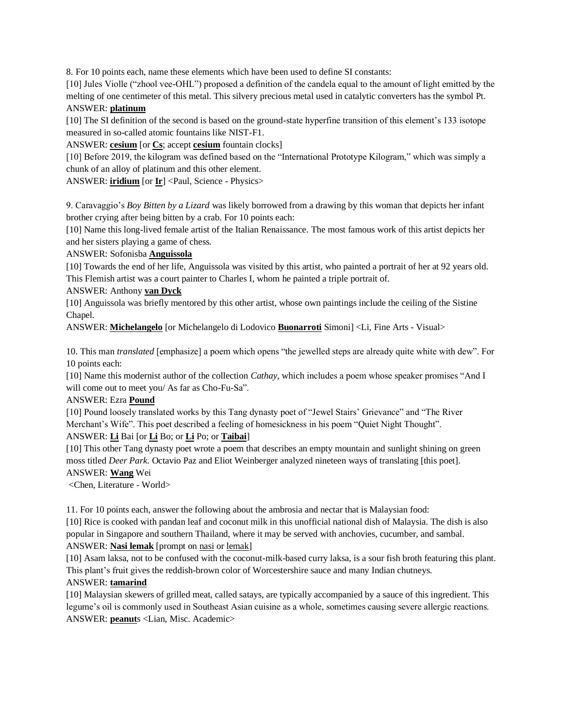8. For 10 points each, name these elements which have been used to define SI constants:

[10] Jules Violle ("zhool vee-OHL") proposed a definition of the candela equal to the amount of light emitted by the melting of one centimeter of this metal. This silvery precious metal used in catalytic converters has the symbol Pt.

ANSWER: **platinum**

[10] The SI definition of the second is based on the ground-state hyperfine transition of this element's 133 isotope measured in so-called atomic fountains like NIST-F1.

ANSWER: **cesium** [or **Cs**; accept **cesium** fountain clocks]

[10] Before 2019, the kilogram was defined based on the "International Prototype Kilogram," which was simply a chunk of an alloy of platinum and this other element.

ANSWER: **iridium** [or **Ir**] <Paul, Science - Physics>

9. Caravaggio's *Boy Bitten by a Lizard* was likely borrowed from a drawing by this woman that depicts her infant brother crying after being bitten by a crab. For 10 points each:

[10] Name this long-lived female artist of the Italian Renaissance. The most famous work of this artist depicts her and her sisters playing a game of chess.

ANSWER: Sofonisba **Anguissola**

[10] Towards the end of her life, Anguissola was visited by this artist, who painted a portrait of her at 92 years old. This Flemish artist was a court painter to Charles I, whom he painted a triple portrait of.

ANSWER: Anthony **van Dyck**

[10] Anguissola was briefly mentored by this other artist, whose own paintings include the ceiling of the Sistine Chapel.

ANSWER: **Michelangelo** [or Michelangelo di Lodovico **Buonarroti** Simoni] <Li, Fine Arts - Visual>

10. This man *translated* [emphasize] a poem which opens "the jewelled steps are already quite white with dew". For 10 points each:

[10] Name this modernist author of the collection *Cathay*, which includes a poem whose speaker promises "And I will come out to meet you/ As far as Cho-Fu-Sa".

ANSWER: Ezra **Pound**

[10] Pound loosely translated works by this Tang dynasty poet of "Jewel Stairs' Grievance" and "The River Merchant's Wife". This poet described a feeling of homesickness in his poem "Quiet Night Thought".

ANSWER: **Li** Bai [or **Li** Bo; or **Li** Po; or **Taibai**]

[10] This other Tang dynasty poet wrote a poem that describes an empty mountain and sunlight shining on green moss titled *Deer Park*. Octavio Paz and Eliot Weinberger analyzed nineteen ways of translating [this poet].

ANSWER: **Wang** Wei

<Chen, Literature - World>

11. For 10 points each, answer the following about the ambrosia and nectar that is Malaysian food:

[10] Rice is cooked with pandan leaf and coconut milk in this unofficial national dish of Malaysia. The dish is also popular in Singapore and southern Thailand, where it may be served with anchovies, cucumber, and sambal.

ANSWER: **Nasi lemak** [prompt on nasi or lemak]

[10] Asam laksa, not to be confused with the coconut-milk-based curry laksa, is a sour fish broth featuring this plant. This plant's fruit gives the reddish-brown color of Worcestershire sauce and many Indian chutneys.

ANSWER: **tamarind**

[10] Malaysian skewers of grilled meat, called satays, are typically accompanied by a sauce of this ingredient. This legume's oil is commonly used in Southeast Asian cuisine as a whole, sometimes causing severe allergic reactions.

ANSWER: **peanut**s <Lian, Misc. Academic>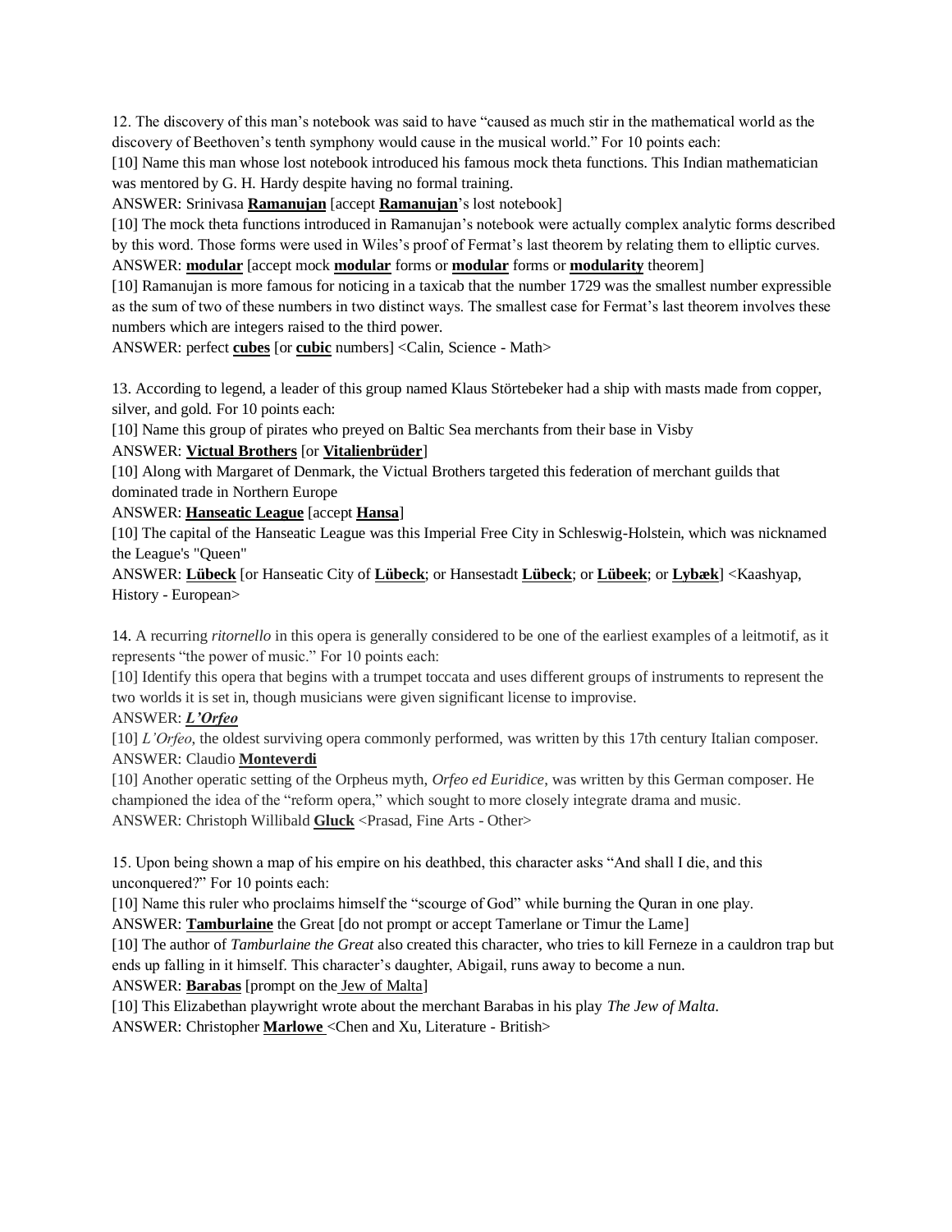12. The discovery of this man's notebook was said to have "caused as much stir in the mathematical world as the discovery of Beethoven's tenth symphony would cause in the musical world." For 10 points each:

[10] Name this man whose lost notebook introduced his famous mock theta functions. This Indian mathematician was mentored by G. H. Hardy despite having no formal training.

ANSWER: Srinivasa **Ramanujan** [accept **Ramanujan**'s lost notebook]

[10] The mock theta functions introduced in Ramanujan's notebook were actually complex analytic forms described by this word. Those forms were used in Wiles's proof of Fermat's last theorem by relating them to elliptic curves.

ANSWER: **modular** [accept mock **modular** forms or **modular** forms or **modularity** theorem]

[10] Ramanujan is more famous for noticing in a taxicab that the number 1729 was the smallest number expressible as the sum of two of these numbers in two distinct ways. The smallest case for Fermat's last theorem involves these numbers which are integers raised to the third power.

ANSWER: perfect **cubes** [or **cubic** numbers] <Calin, Science - Math>

13. According to legend, a leader of this group named Klaus Störtebeker had a ship with masts made from copper, silver, and gold. For 10 points each:

[10] Name this group of pirates who preyed on Baltic Sea merchants from their base in Visby

ANSWER: **Victual Brothers** [or **Vitalienbrüder**]

[10] Along with Margaret of Denmark, the Victual Brothers targeted this federation of merchant guilds that dominated trade in Northern Europe

ANSWER: **Hanseatic League** [accept **Hansa**]

[10] The capital of the Hanseatic League was this Imperial Free City in Schleswig-Holstein, which was nicknamed the League's "Queen"

ANSWER: **Lübeck** [or Hanseatic City of **Lübeck**; or Hansestadt **Lübeck**; or **Lübeek**; or **Lybæk**] <Kaashyap, History - European>

14. A recurring *ritornello* in this opera is generally considered to be one of the earliest examples of a leitmotif, as it represents "the power of music." For 10 points each:

[10] Identify this opera that begins with a trumpet toccata and uses different groups of instruments to represent the two worlds it is set in, though musicians were given significant license to improvise.

ANSWER: ***L'Orfeo***

[10] *L'Orfeo*, the oldest surviving opera commonly performed, was written by this 17th century Italian composer.

ANSWER: Claudio **Monteverdi**

[10] Another operatic setting of the Orpheus myth, *Orfeo ed Euridice*, was written by this German composer. He championed the idea of the "reform opera," which sought to more closely integrate drama and music.

ANSWER: Christoph Willibald **Gluck** <Prasad, Fine Arts - Other>

15. Upon being shown a map of his empire on his deathbed, this character asks "And shall I die, and this unconquered?" For 10 points each:

[10] Name this ruler who proclaims himself the "scourge of God" while burning the Quran in one play.

ANSWER: **Tamburlaine** the Great [do not prompt or accept Tamerlane or Timur the Lame]

[10] The author of *Tamburlaine the Great* also created this character, who tries to kill Ferneze in a cauldron trap but ends up falling in it himself. This character's daughter, Abigail, runs away to become a nun.

ANSWER: **Barabas** [prompt on the Jew of Malta]

[10] This Elizabethan playwright wrote about the merchant Barabas in his play *The Jew of Malta*.

ANSWER: Christopher **Marlowe** <Chen and Xu, Literature - British>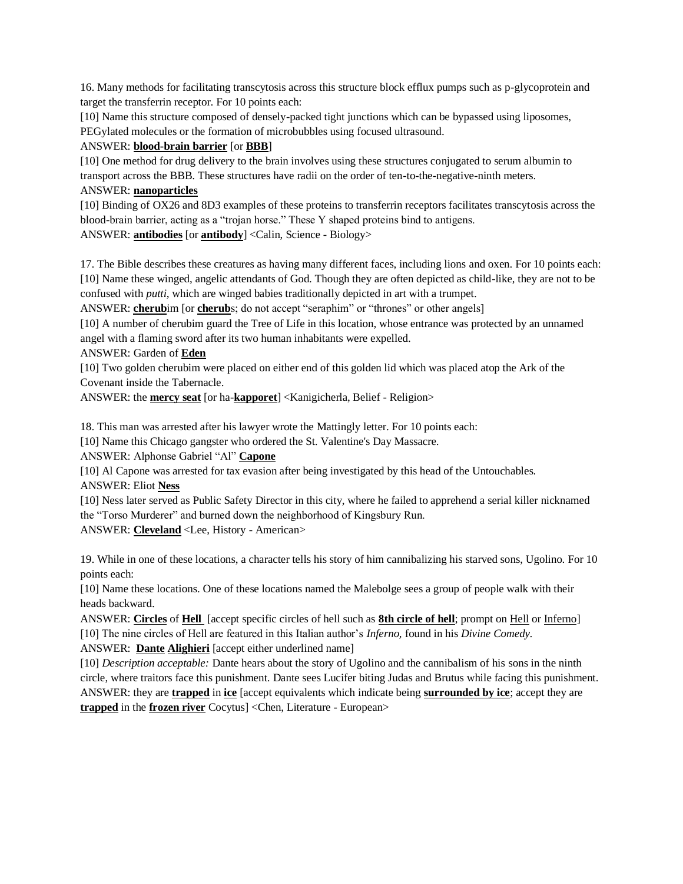16. Many methods for facilitating transcytosis across this structure block efflux pumps such as p-glycoprotein and target the transferrin receptor. For 10 points each:

[10] Name this structure composed of densely-packed tight junctions which can be bypassed using liposomes, PEGylated molecules or the formation of microbubbles using focused ultrasound.

ANSWER: **blood-brain barrier** [or **BBB**]

[10] One method for drug delivery to the brain involves using these structures conjugated to serum albumin to transport across the BBB. These structures have radii on the order of ten-to-the-negative-ninth meters.

ANSWER: **nanoparticles**

[10] Binding of OX26 and 8D3 examples of these proteins to transferrin receptors facilitates transcytosis across the blood-brain barrier, acting as a "trojan horse." These Y shaped proteins bind to antigens.

ANSWER: **antibodies** [or **antibody**] <Calin, Science - Biology>

17. The Bible describes these creatures as having many different faces, including lions and oxen. For 10 points each:

[10] Name these winged, angelic attendants of God. Though they are often depicted as child-like, they are not to be confused with *putti*, which are winged babies traditionally depicted in art with a trumpet.

ANSWER: **cherub**im [or **cherub**s; do not accept "seraphim" or "thrones" or other angels]

[10] A number of cherubim guard the Tree of Life in this location, whose entrance was protected by an unnamed angel with a flaming sword after its two human inhabitants were expelled.

ANSWER: Garden of **Eden**

[10] Two golden cherubim were placed on either end of this golden lid which was placed atop the Ark of the Covenant inside the Tabernacle.

ANSWER: the **mercy seat** [or ha-**kapporet**] <Kanigicherla, Belief - Religion>

18. This man was arrested after his lawyer wrote the Mattingly letter. For 10 points each:

[10] Name this Chicago gangster who ordered the St. Valentine's Day Massacre.

ANSWER: Alphonse Gabriel "Al" **Capone**

[10] Al Capone was arrested for tax evasion after being investigated by this head of the Untouchables.

ANSWER: Eliot **Ness**

[10] Ness later served as Public Safety Director in this city, where he failed to apprehend a serial killer nicknamed the "Torso Murderer" and burned down the neighborhood of Kingsbury Run.

ANSWER: **Cleveland** <Lee, History - American>

19. While in one of these locations, a character tells his story of him cannibalizing his starved sons, Ugolino. For 10 points each:

[10] Name these locations. One of these locations named the Malebolge sees a group of people walk with their heads backward.

ANSWER: **Circles** of **Hell** [accept specific circles of hell such as **8th circle of hell**; prompt on Hell or Inferno]

[10] The nine circles of Hell are featured in this Italian author's *Inferno,* found in his *Divine Comedy.*

ANSWER: **Dante** **Alighieri** [accept either underlined name]

[10] *Description acceptable:* Dante hears about the story of Ugolino and the cannibalism of his sons in the ninth circle, where traitors face this punishment. Dante sees Lucifer biting Judas and Brutus while facing this punishment.

ANSWER: they are **trapped** in **ice** [accept equivalents which indicate being **surrounded by ice**; accept they are **trapped** in the **frozen river** Cocytus] <Chen, Literature - European>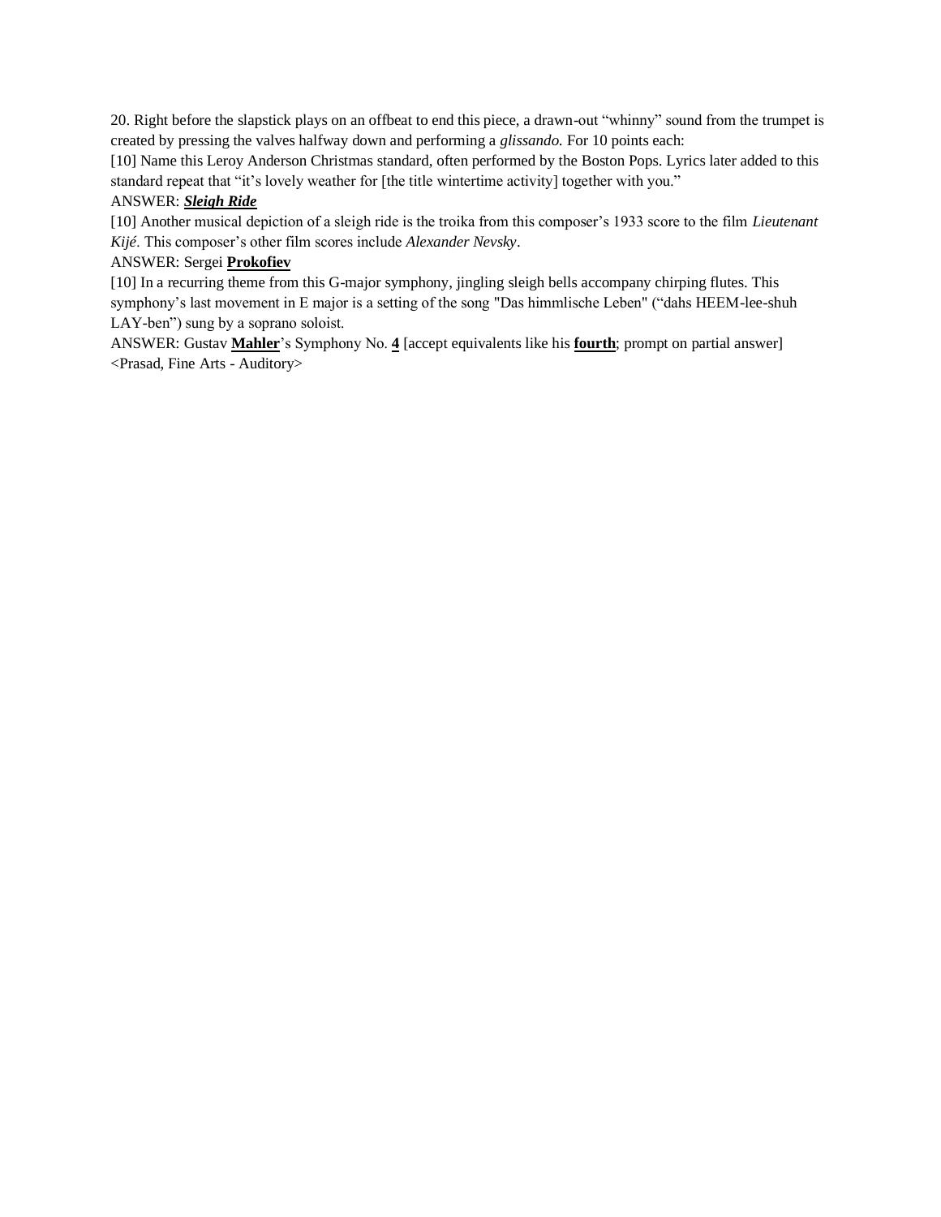20. Right before the slapstick plays on an offbeat to end this piece, a drawn-out "whinny" sound from the trumpet is created by pressing the valves halfway down and performing a *glissando.* For 10 points each:

[10] Name this Leroy Anderson Christmas standard, often performed by the Boston Pops. Lyrics later added to this standard repeat that "it's lovely weather for [the title wintertime activity] together with you."

ANSWER: ***Sleigh Ride***

[10] Another musical depiction of a sleigh ride is the troika from this composer's 1933 score to the film *Lieutenant Kijé.* This composer's other film scores include *Alexander Nevsky*.

ANSWER: Sergei **Prokofiev**

[10] In a recurring theme from this G-major symphony, jingling sleigh bells accompany chirping flutes. This symphony's last movement in E major is a setting of the song "Das himmlische Leben" ("dahs HEEM-lee-shuh LAY-ben") sung by a soprano soloist.

ANSWER: Gustav **Mahler**'s Symphony No. **4** [accept equivalents like his **fourth**; prompt on partial answer]

<Prasad, Fine Arts - Auditory>